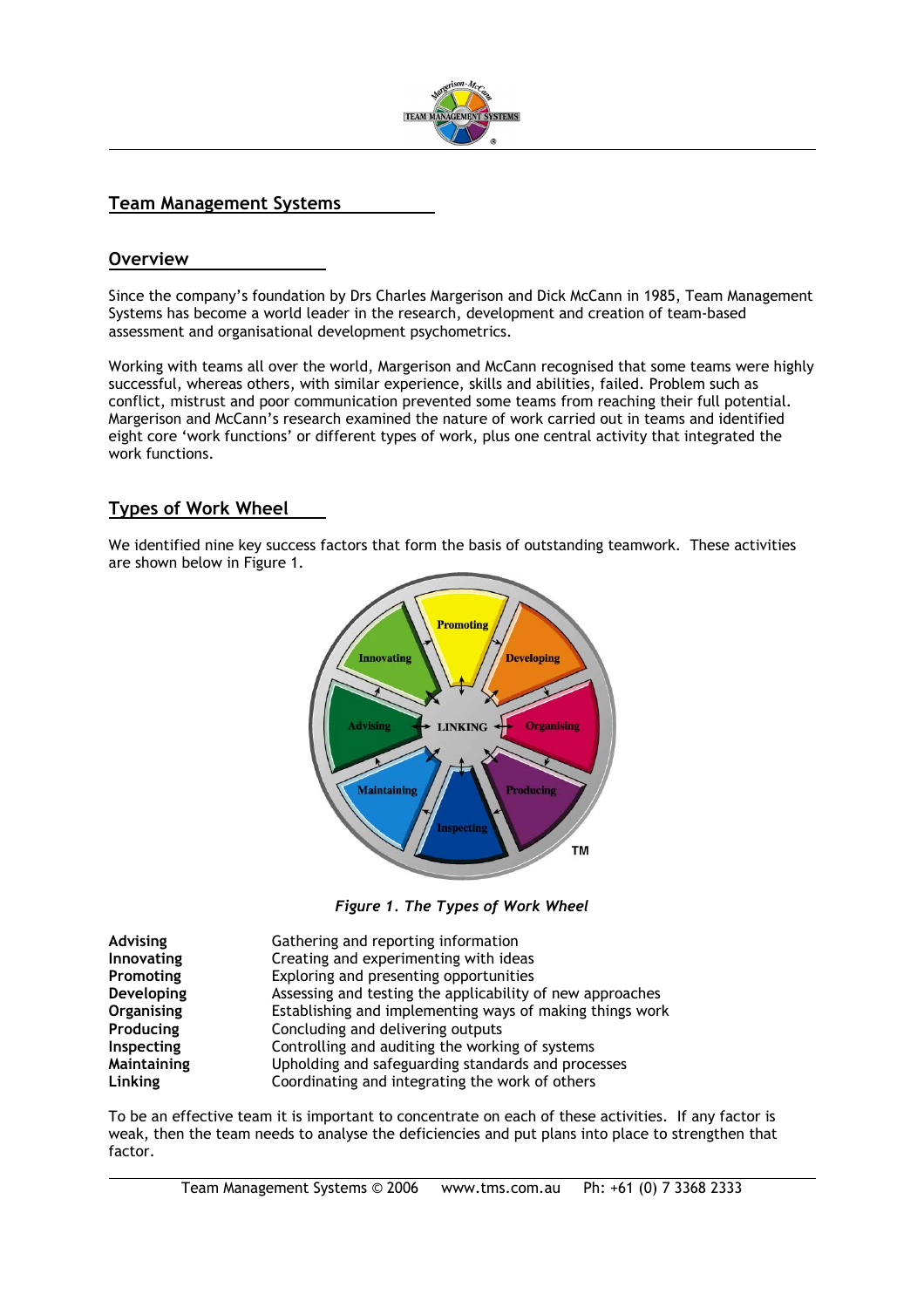## Team Management Systems

## Overview

Since the company's foundation by Drs Charles Margerison and Dick McCann in 1985, Team Management Systems has become a world leader in the research, development and creation of team-based assessment and organisational development psychometrics.

Working with teams all over the world, Margerison and McCann recognised that some teams were highly successful, whereas others, with similar experience, skills and abilities, failed. Problem such as conflict, mistrust and poor communication prevented some teams from reaching their full potential. Margerison and McCann's research examined the nature of work carried out in teams and identified eight core 'work functions' or different types of work, plus one central activity that integrated the work functions.

## Types of Work Wheel

We identified nine key success factors that form the basis of outstanding teamwork. These activities are shown below in Figure 1.

*Figure 1. The Types of Work Wheel*

| | |
|---|---|
| **Advising** | Gathering and reporting information |
| **Innovating** | Creating and experimenting with ideas |
| **Promoting** | Exploring and presenting opportunities |
| **Developing** | Assessing and testing the applicability of new approaches |
| **Organising** | Establishing and implementing ways of making things work |
| **Producing** | Concluding and delivering outputs |
| **Inspecting** | Controlling and auditing the working of systems |
| **Maintaining** | Upholding and safeguarding standards and processes |
| **Linking** | Coordinating and integrating the work of others |

To be an effective team it is important to concentrate on each of these activities. If any factor is weak, then the team needs to analyse the deficiencies and put plans into place to strengthen that factor.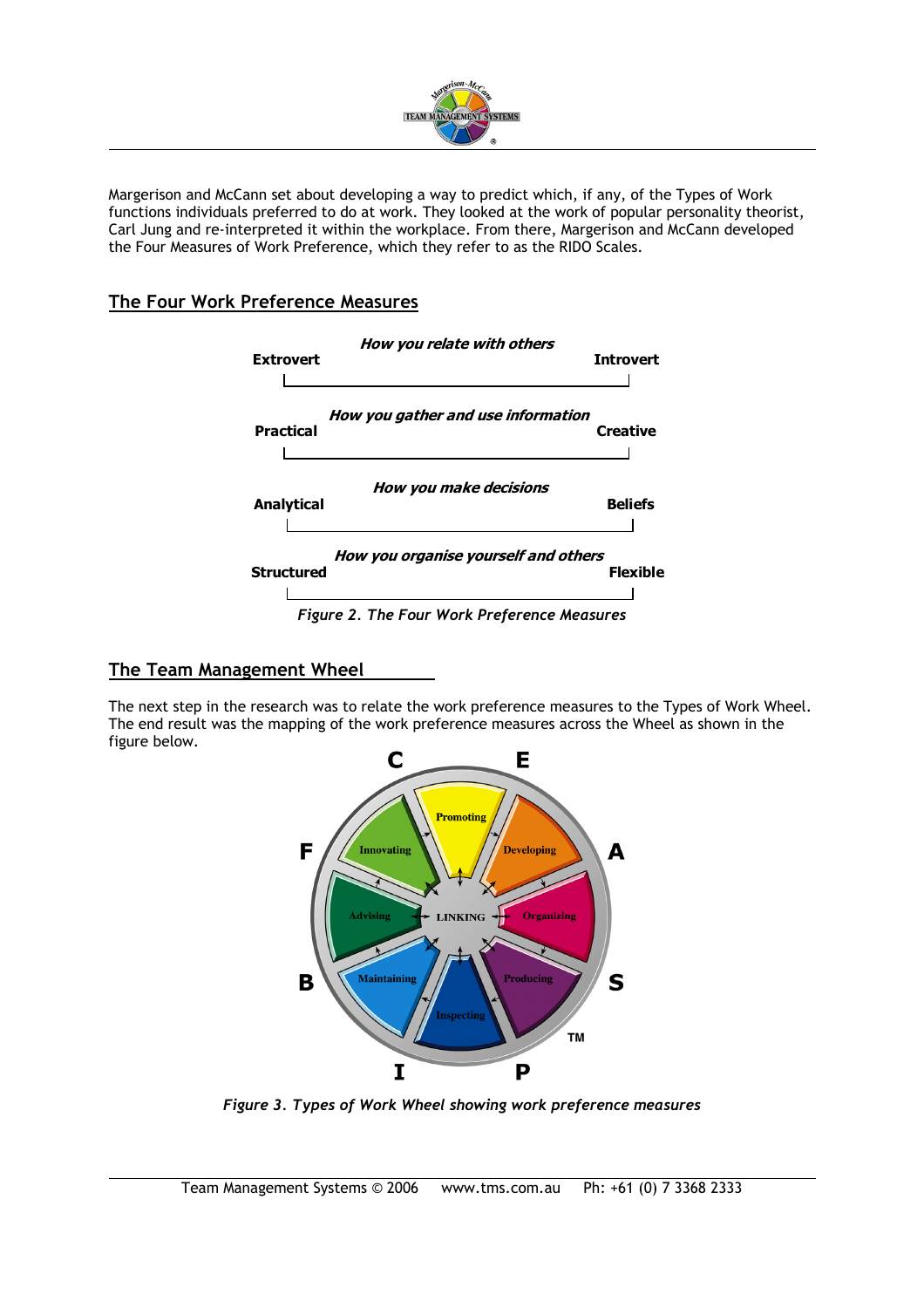Margerison and McCann set about developing a way to predict which, if any, of the Types of Work functions individuals preferred to do at work. They looked at the work of popular personality theorist, Carl Jung and re-interpreted it within the workplace. From there, Margerison and McCann developed the Four Measures of Work Preference, which they refer to as the RIDO Scales.

## The Four Work Preference Measures

***How you relate with others***
**Extrovert** — **Introvert**

***How you gather and use information***
**Practical** — **Creative**

***How you make decisions***
**Analytical** — **Beliefs**

***How you organise yourself and others***
**Structured** — **Flexible**

*Figure 2. The Four Work Preference Measures*

## The Team Management Wheel

The next step in the research was to relate the work preference measures to the Types of Work Wheel. The end result was the mapping of the work preference measures across the Wheel as shown in the figure below.

C E F A B S I P

Promoting, Developing, Organizing, Producing, Inspecting, Maintaining, Advising, Innovating, LINKING

TM

*Figure 3. Types of Work Wheel showing work preference measures*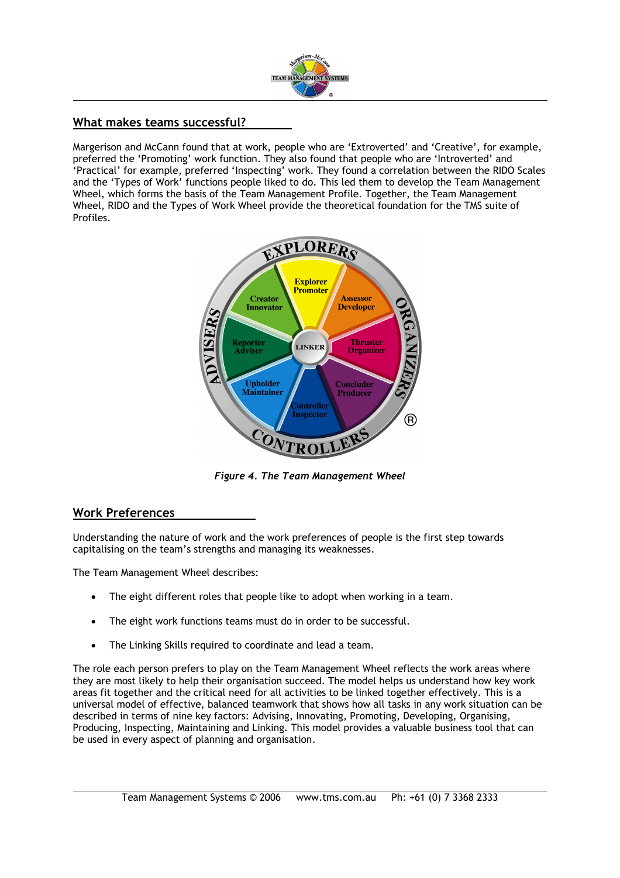## What makes teams successful?

Margerison and McCann found that at work, people who are ‘Extroverted’ and ‘Creative’, for example, preferred the ‘Promoting’ work function. They also found that people who are ‘Introverted’ and ‘Practical’ for example, preferred ‘Inspecting’ work. They found a correlation between the RIDO Scales and the ‘Types of Work’ functions people liked to do. This led them to develop the Team Management Wheel, which forms the basis of the Team Management Profile. Together, the Team Management Wheel, RIDO and the Types of Work Wheel provide the theoretical foundation for the TMS suite of Profiles.

EXPLORERS
ORGANIZERS
CONTROLLERS
ADVISERS
Explorer Promoter
Assessor Developer
Thruster Organizer
Concluder Producer
Controller Inspector
Upholder Maintainer
Reporter Adviser
Creator Innovator
LINKER

*Figure 4. The Team Management Wheel*

## Work Preferences

Understanding the nature of work and the work preferences of people is the first step towards capitalising on the team’s strengths and managing its weaknesses.

The Team Management Wheel describes:

- The eight different roles that people like to adopt when working in a team.
- The eight work functions teams must do in order to be successful.
- The Linking Skills required to coordinate and lead a team.

The role each person prefers to play on the Team Management Wheel reflects the work areas where they are most likely to help their organisation succeed. The model helps us understand how key work areas fit together and the critical need for all activities to be linked together effectively. This is a universal model of effective, balanced teamwork that shows how all tasks in any work situation can be described in terms of nine key factors: Advising, Innovating, Promoting, Developing, Organising, Producing, Inspecting, Maintaining and Linking. This model provides a valuable business tool that can be used in every aspect of planning and organisation.